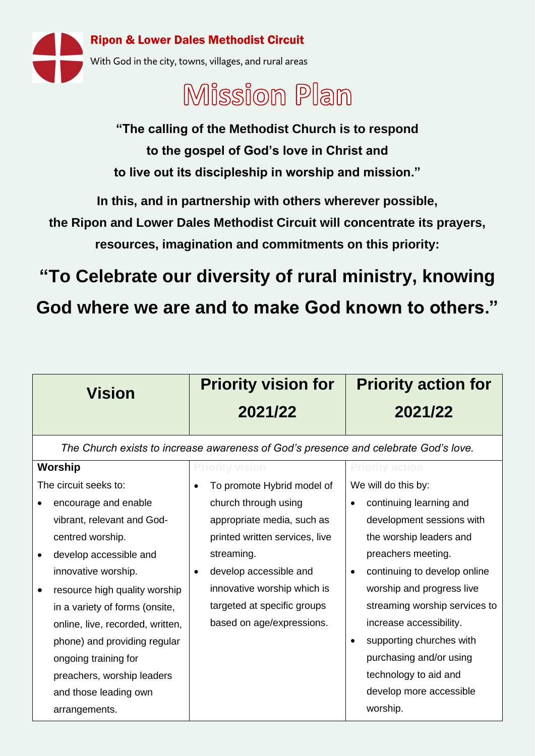**Ripon & Lower Dales Methodist Circuit**

With God in the city, towns, villages, and rural areas

# Mission Plan

**"The calling of the Methodist Church is to respond to the gospel of God's love in Christ and to live out its discipleship in worship and mission."**

**In this, and in partnership with others wherever possible, the Ripon and Lower Dales Methodist Circuit will concentrate its prayers, resources, imagination and commitments on this priority:**

## "To Celebrate our diversity of rural ministry, knowing God where we are and to make God known to others."

| Vision | Priority vision for 2021/22 | Priority action for 2021/22 |
|---|---|---|
| *The Church exists to increase awareness of God's presence and celebrate God's love.* | | |
| **Worship**<br>The circuit seeks to:<br>• encourage and enable vibrant, relevant and God-centred worship.<br>• develop accessible and innovative worship.<br>• resource high quality worship in a variety of forms (onsite, online, live, recorded, written, phone) and providing regular ongoing training for preachers, worship leaders and those leading own arrangements. | Priority vision<br>• To promote Hybrid model of church through using appropriate media, such as printed written services, live streaming.<br>• develop accessible and innovative worship which is targeted at specific groups based on age/expressions. | Priority action<br>We will do this by:<br>• continuing learning and development sessions with the worship leaders and preachers meeting.<br>• continuing to develop online worship and progress live streaming worship services to increase accessibility.<br>• supporting churches with purchasing and/or using technology to aid and develop more accessible worship. |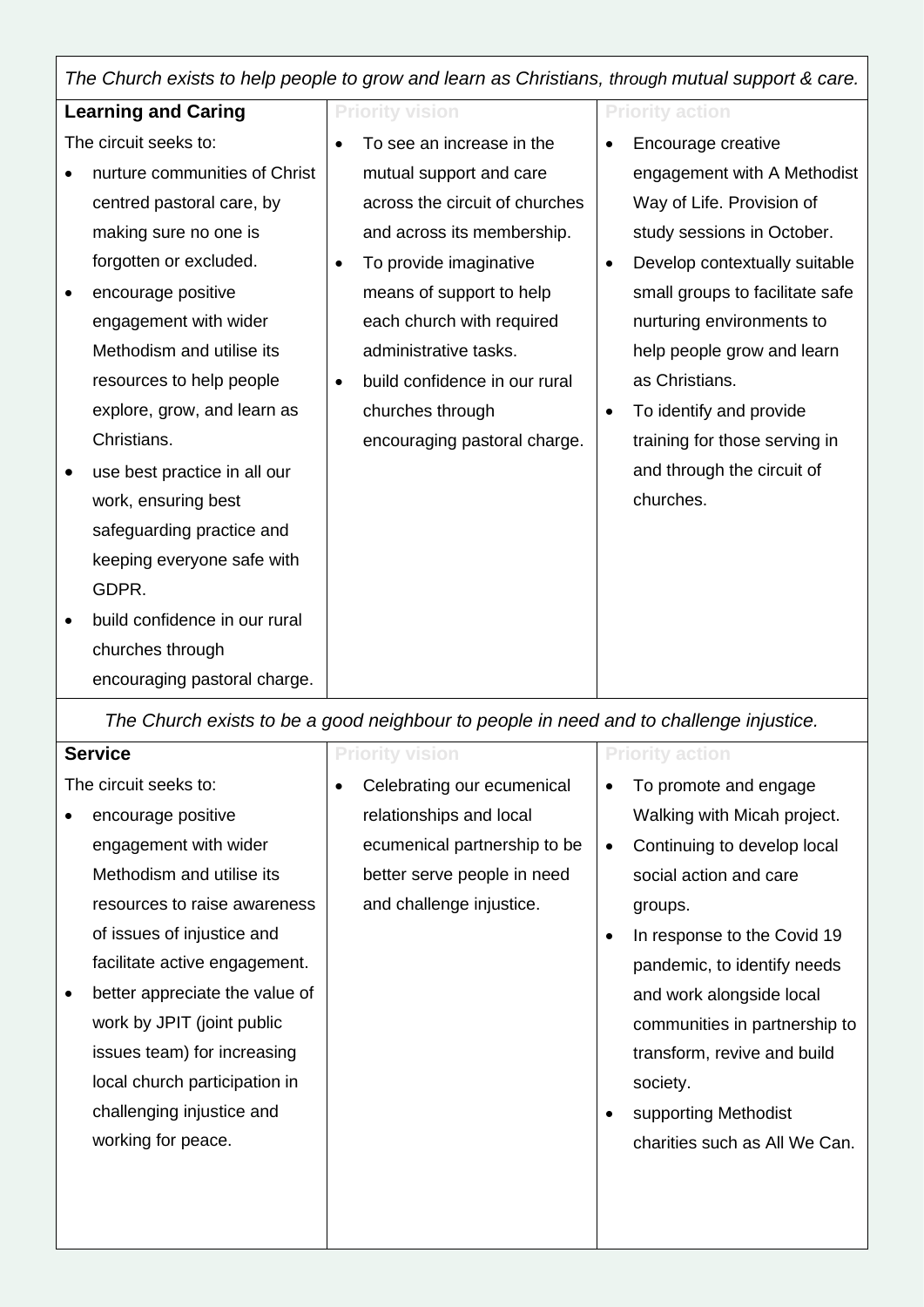*The Church exists to help people to grow and learn as Christians, through mutual support & care.*

| **Learning and Caring** | Priority vision | Priority action |
|---|---|---|
| The circuit seeks to:<br>• nurture communities of Christ centred pastoral care, by making sure no one is forgotten or excluded.<br>• encourage positive engagement with wider Methodism and utilise its resources to help people explore, grow, and learn as Christians.<br>• use best practice in all our work, ensuring best safeguarding practice and keeping everyone safe with GDPR.<br>• build confidence in our rural churches through encouraging pastoral charge. | • To see an increase in the mutual support and care across the circuit of churches and across its membership.<br>• To provide imaginative means of support to help each church with required administrative tasks.<br>• build confidence in our rural churches through encouraging pastoral charge. | • Encourage creative engagement with A Methodist Way of Life. Provision of study sessions in October.<br>• Develop contextually suitable small groups to facilitate safe nurturing environments to help people grow and learn as Christians.<br>• To identify and provide training for those serving in and through the circuit of churches. |

*The Church exists to be a good neighbour to people in need and to challenge injustice.*

| **Service** | Priority vision | Priority action |
|---|---|---|
| The circuit seeks to:<br>• encourage positive engagement with wider Methodism and utilise its resources to raise awareness of issues of injustice and facilitate active engagement.<br>• better appreciate the value of work by JPIT (joint public issues team) for increasing local church participation in challenging injustice and working for peace. | • Celebrating our ecumenical relationships and local ecumenical partnership to be better serve people in need and challenge injustice. | • To promote and engage Walking with Micah project.<br>• Continuing to develop local social action and care groups.<br>• In response to the Covid 19 pandemic, to identify needs and work alongside local communities in partnership to transform, revive and build society.<br>• supporting Methodist charities such as All We Can. |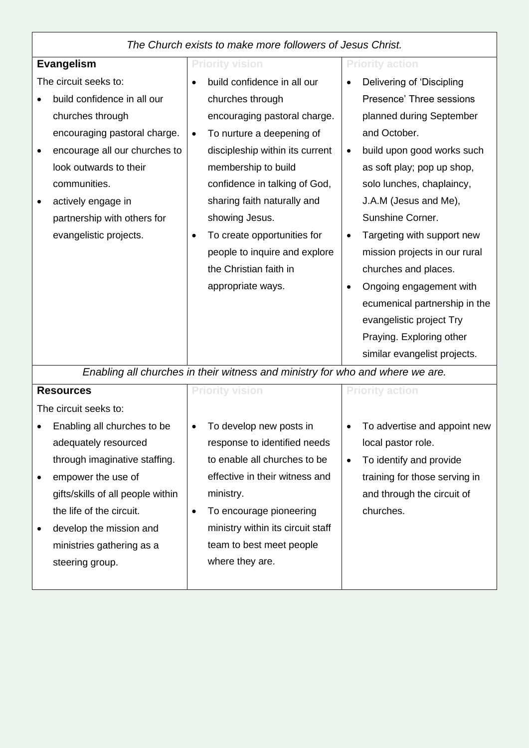| *The Church exists to make more followers of Jesus Christ.* | | |
|---|---|---|
| **Evangelism**<br>The circuit seeks to:<br>• build confidence in all our churches through encouraging pastoral charge.<br>• encourage all our churches to look outwards to their communities.<br>• actively engage in partnership with others for evangelistic projects. | **Priority vision**<br>• build confidence in all our churches through encouraging pastoral charge.<br>• To nurture a deepening of discipleship within its current membership to build confidence in talking of God, sharing faith naturally and showing Jesus.<br>• To create opportunities for people to inquire and explore the Christian faith in appropriate ways. | **Priority action**<br>• Delivering of 'Discipling Presence' Three sessions planned during September and October.<br>• build upon good works such as soft play; pop up shop, solo lunches, chaplaincy, J.A.M (Jesus and Me), Sunshine Corner.<br>• Targeting with support new mission projects in our rural churches and places.<br>• Ongoing engagement with ecumenical partnership in the evangelistic project Try Praying. Exploring other similar evangelist projects. |
| *Enabling all churches in their witness and ministry for who and where we are.* | | |
| **Resources**<br>The circuit seeks to:<br>• Enabling all churches to be adequately resourced through imaginative staffing.<br>• empower the use of gifts/skills of all people within the life of the circuit.<br>• develop the mission and ministries gathering as a steering group. | **Priority vision**<br>• To develop new posts in response to identified needs to enable all churches to be effective in their witness and ministry.<br>• To encourage pioneering ministry within its circuit staff team to best meet people where they are. | **Priority action**<br>• To advertise and appoint new local pastor role.<br>• To identify and provide training for those serving in and through the circuit of churches. |